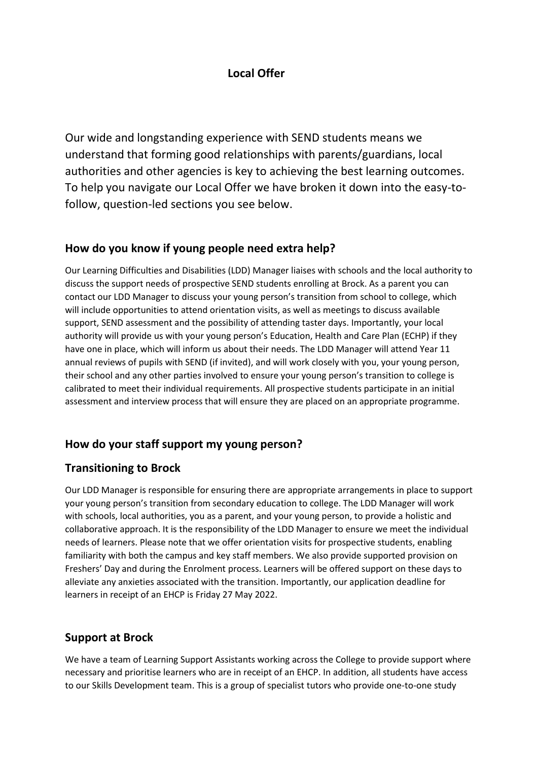# Local Offer

Our wide and longstanding experience with SEND students means we understand that forming good relationships with parents/guardians, local authorities and other agencies is key to achieving the best learning outcomes. To help you navigate our Local Offer we have broken it down into the easy-to-follow, question-led sections you see below.

## How do you know if young people need extra help?

Our Learning Difficulties and Disabilities (LDD) Manager liaises with schools and the local authority to discuss the support needs of prospective SEND students enrolling at Brock. As a parent you can contact our LDD Manager to discuss your young person's transition from school to college, which will include opportunities to attend orientation visits, as well as meetings to discuss available support, SEND assessment and the possibility of attending taster days. Importantly, your local authority will provide us with your young person's Education, Health and Care Plan (ECHP) if they have one in place, which will inform us about their needs. The LDD Manager will attend Year 11 annual reviews of pupils with SEND (if invited), and will work closely with you, your young person, their school and any other parties involved to ensure your young person's transition to college is calibrated to meet their individual requirements. All prospective students participate in an initial assessment and interview process that will ensure they are placed on an appropriate programme.

## How do your staff support my young person?

## Transitioning to Brock

Our LDD Manager is responsible for ensuring there are appropriate arrangements in place to support your young person's transition from secondary education to college. The LDD Manager will work with schools, local authorities, you as a parent, and your young person, to provide a holistic and collaborative approach. It is the responsibility of the LDD Manager to ensure we meet the individual needs of learners. Please note that we offer orientation visits for prospective students, enabling familiarity with both the campus and key staff members. We also provide supported provision on Freshers' Day and during the Enrolment process. Learners will be offered support on these days to alleviate any anxieties associated with the transition. Importantly, our application deadline for learners in receipt of an EHCP is Friday 27 May 2022.

## Support at Brock

We have a team of Learning Support Assistants working across the College to provide support where necessary and prioritise learners who are in receipt of an EHCP. In addition, all students have access to our Skills Development team. This is a group of specialist tutors who provide one-to-one study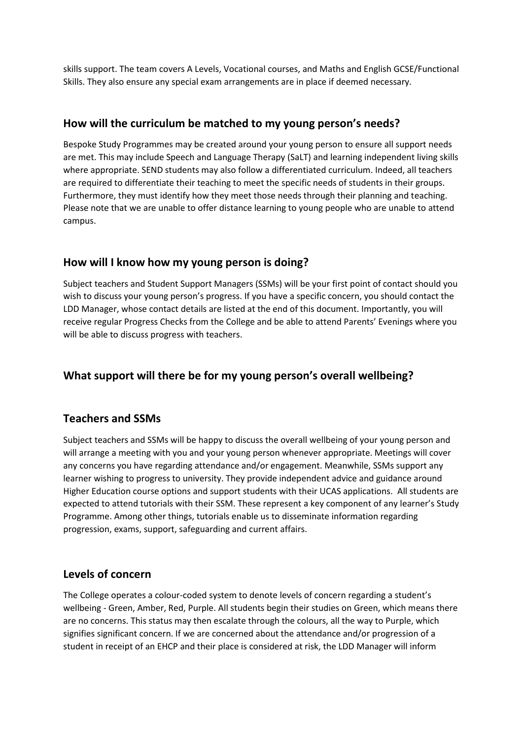skills support. The team covers A Levels, Vocational courses, and Maths and English GCSE/Functional Skills. They also ensure any special exam arrangements are in place if deemed necessary.

## How will the curriculum be matched to my young person's needs?

Bespoke Study Programmes may be created around your young person to ensure all support needs are met. This may include Speech and Language Therapy (SaLT) and learning independent living skills where appropriate. SEND students may also follow a differentiated curriculum. Indeed, all teachers are required to differentiate their teaching to meet the specific needs of students in their groups. Furthermore, they must identify how they meet those needs through their planning and teaching. Please note that we are unable to offer distance learning to young people who are unable to attend campus.

## How will I know how my young person is doing?

Subject teachers and Student Support Managers (SSMs) will be your first point of contact should you wish to discuss your young person's progress. If you have a specific concern, you should contact the LDD Manager, whose contact details are listed at the end of this document. Importantly, you will receive regular Progress Checks from the College and be able to attend Parents' Evenings where you will be able to discuss progress with teachers.

## What support will there be for my young person's overall wellbeing?

## Teachers and SSMs

Subject teachers and SSMs will be happy to discuss the overall wellbeing of your young person and will arrange a meeting with you and your young person whenever appropriate. Meetings will cover any concerns you have regarding attendance and/or engagement. Meanwhile, SSMs support any learner wishing to progress to university. They provide independent advice and guidance around Higher Education course options and support students with their UCAS applications. All students are expected to attend tutorials with their SSM. These represent a key component of any learner's Study Programme. Among other things, tutorials enable us to disseminate information regarding progression, exams, support, safeguarding and current affairs.

## Levels of concern

The College operates a colour-coded system to denote levels of concern regarding a student's wellbeing - Green, Amber, Red, Purple. All students begin their studies on Green, which means there are no concerns. This status may then escalate through the colours, all the way to Purple, which signifies significant concern. If we are concerned about the attendance and/or progression of a student in receipt of an EHCP and their place is considered at risk, the LDD Manager will inform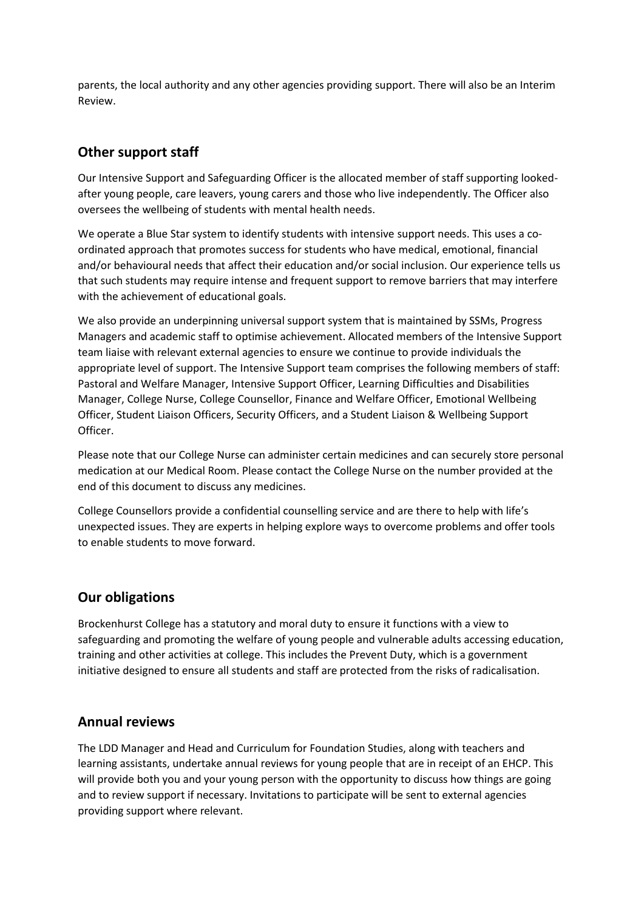parents, the local authority and any other agencies providing support. There will also be an Interim Review.

## Other support staff

Our Intensive Support and Safeguarding Officer is the allocated member of staff supporting looked-after young people, care leavers, young carers and those who live independently. The Officer also oversees the wellbeing of students with mental health needs.

We operate a Blue Star system to identify students with intensive support needs. This uses a co-ordinated approach that promotes success for students who have medical, emotional, financial and/or behavioural needs that affect their education and/or social inclusion. Our experience tells us that such students may require intense and frequent support to remove barriers that may interfere with the achievement of educational goals.

We also provide an underpinning universal support system that is maintained by SSMs, Progress Managers and academic staff to optimise achievement. Allocated members of the Intensive Support team liaise with relevant external agencies to ensure we continue to provide individuals the appropriate level of support. The Intensive Support team comprises the following members of staff: Pastoral and Welfare Manager, Intensive Support Officer, Learning Difficulties and Disabilities Manager, College Nurse, College Counsellor, Finance and Welfare Officer, Emotional Wellbeing Officer, Student Liaison Officers, Security Officers, and a Student Liaison & Wellbeing Support Officer.

Please note that our College Nurse can administer certain medicines and can securely store personal medication at our Medical Room. Please contact the College Nurse on the number provided at the end of this document to discuss any medicines.

College Counsellors provide a confidential counselling service and are there to help with life's unexpected issues. They are experts in helping explore ways to overcome problems and offer tools to enable students to move forward.

## Our obligations

Brockenhurst College has a statutory and moral duty to ensure it functions with a view to safeguarding and promoting the welfare of young people and vulnerable adults accessing education, training and other activities at college. This includes the Prevent Duty, which is a government initiative designed to ensure all students and staff are protected from the risks of radicalisation.

## Annual reviews

The LDD Manager and Head and Curriculum for Foundation Studies, along with teachers and learning assistants, undertake annual reviews for young people that are in receipt of an EHCP. This will provide both you and your young person with the opportunity to discuss how things are going and to review support if necessary. Invitations to participate will be sent to external agencies providing support where relevant.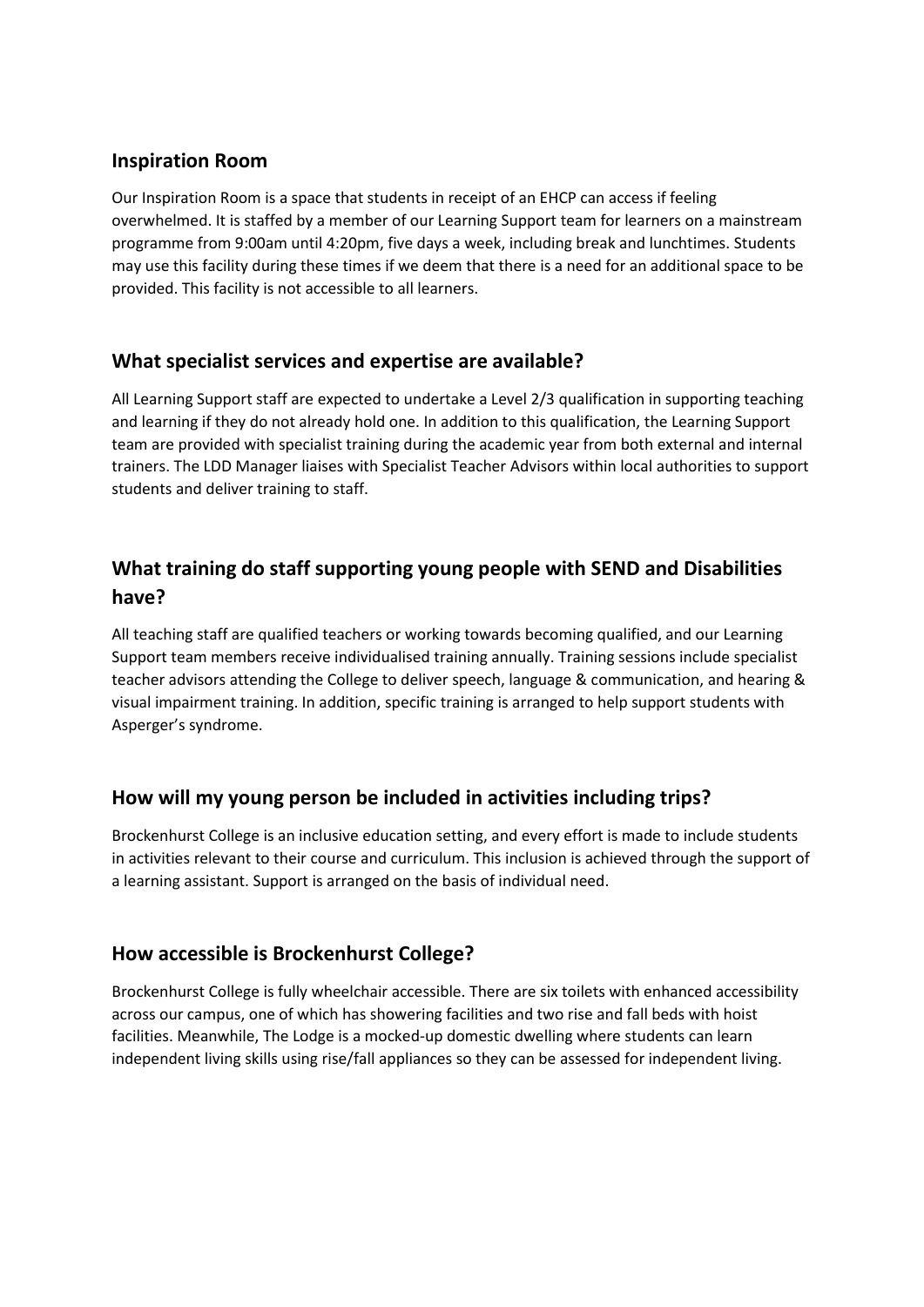## Inspiration Room

Our Inspiration Room is a space that students in receipt of an EHCP can access if feeling overwhelmed. It is staffed by a member of our Learning Support team for learners on a mainstream programme from 9:00am until 4:20pm, five days a week, including break and lunchtimes. Students may use this facility during these times if we deem that there is a need for an additional space to be provided. This facility is not accessible to all learners.

## What specialist services and expertise are available?

All Learning Support staff are expected to undertake a Level 2/3 qualification in supporting teaching and learning if they do not already hold one. In addition to this qualification, the Learning Support team are provided with specialist training during the academic year from both external and internal trainers. The LDD Manager liaises with Specialist Teacher Advisors within local authorities to support students and deliver training to staff.

## What training do staff supporting young people with SEND and Disabilities have?

All teaching staff are qualified teachers or working towards becoming qualified, and our Learning Support team members receive individualised training annually. Training sessions include specialist teacher advisors attending the College to deliver speech, language & communication, and hearing & visual impairment training. In addition, specific training is arranged to help support students with Asperger's syndrome.

## How will my young person be included in activities including trips?

Brockenhurst College is an inclusive education setting, and every effort is made to include students in activities relevant to their course and curriculum. This inclusion is achieved through the support of a learning assistant. Support is arranged on the basis of individual need.

## How accessible is Brockenhurst College?

Brockenhurst College is fully wheelchair accessible. There are six toilets with enhanced accessibility across our campus, one of which has showering facilities and two rise and fall beds with hoist facilities. Meanwhile, The Lodge is a mocked-up domestic dwelling where students can learn independent living skills using rise/fall appliances so they can be assessed for independent living.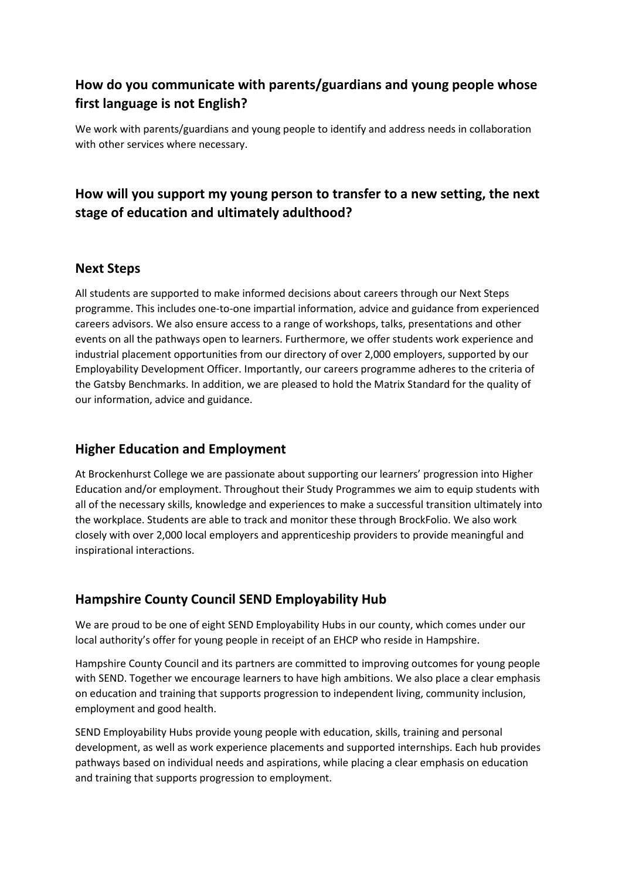## How do you communicate with parents/guardians and young people whose first language is not English?

We work with parents/guardians and young people to identify and address needs in collaboration with other services where necessary.

## How will you support my young person to transfer to a new setting, the next stage of education and ultimately adulthood?

### Next Steps

All students are supported to make informed decisions about careers through our Next Steps programme. This includes one-to-one impartial information, advice and guidance from experienced careers advisors. We also ensure access to a range of workshops, talks, presentations and other events on all the pathways open to learners. Furthermore, we offer students work experience and industrial placement opportunities from our directory of over 2,000 employers, supported by our Employability Development Officer. Importantly, our careers programme adheres to the criteria of the Gatsby Benchmarks. In addition, we are pleased to hold the Matrix Standard for the quality of our information, advice and guidance.

### Higher Education and Employment

At Brockenhurst College we are passionate about supporting our learners' progression into Higher Education and/or employment. Throughout their Study Programmes we aim to equip students with all of the necessary skills, knowledge and experiences to make a successful transition ultimately into the workplace. Students are able to track and monitor these through BrockFolio. We also work closely with over 2,000 local employers and apprenticeship providers to provide meaningful and inspirational interactions.

### Hampshire County Council SEND Employability Hub

We are proud to be one of eight SEND Employability Hubs in our county, which comes under our local authority's offer for young people in receipt of an EHCP who reside in Hampshire.

Hampshire County Council and its partners are committed to improving outcomes for young people with SEND. Together we encourage learners to have high ambitions. We also place a clear emphasis on education and training that supports progression to independent living, community inclusion, employment and good health.

SEND Employability Hubs provide young people with education, skills, training and personal development, as well as work experience placements and supported internships. Each hub provides pathways based on individual needs and aspirations, while placing a clear emphasis on education and training that supports progression to employment.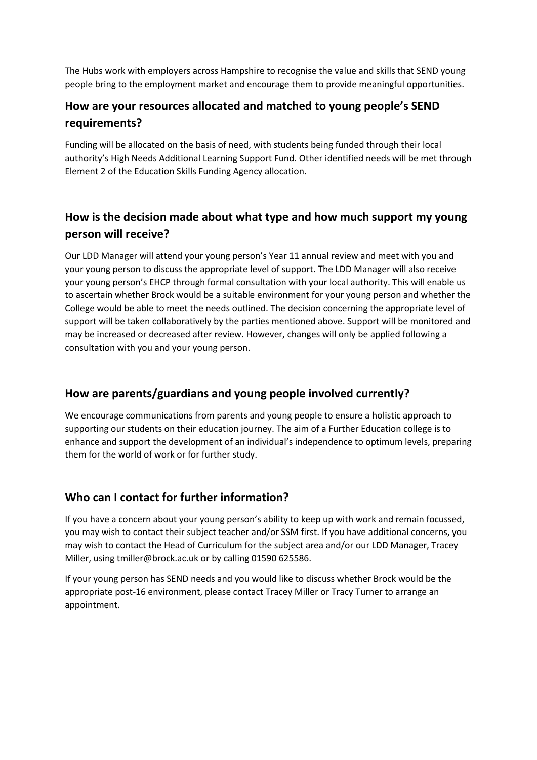The Hubs work with employers across Hampshire to recognise the value and skills that SEND young people bring to the employment market and encourage them to provide meaningful opportunities.

## How are your resources allocated and matched to young people's SEND requirements?

Funding will be allocated on the basis of need, with students being funded through their local authority's High Needs Additional Learning Support Fund. Other identified needs will be met through Element 2 of the Education Skills Funding Agency allocation.

## How is the decision made about what type and how much support my young person will receive?

Our LDD Manager will attend your young person's Year 11 annual review and meet with you and your young person to discuss the appropriate level of support. The LDD Manager will also receive your young person's EHCP through formal consultation with your local authority. This will enable us to ascertain whether Brock would be a suitable environment for your young person and whether the College would be able to meet the needs outlined. The decision concerning the appropriate level of support will be taken collaboratively by the parties mentioned above. Support will be monitored and may be increased or decreased after review. However, changes will only be applied following a consultation with you and your young person.

## How are parents/guardians and young people involved currently?

We encourage communications from parents and young people to ensure a holistic approach to supporting our students on their education journey. The aim of a Further Education college is to enhance and support the development of an individual's independence to optimum levels, preparing them for the world of work or for further study.

## Who can I contact for further information?

If you have a concern about your young person's ability to keep up with work and remain focussed, you may wish to contact their subject teacher and/or SSM first. If you have additional concerns, you may wish to contact the Head of Curriculum for the subject area and/or our LDD Manager, Tracey Miller, using tmiller@brock.ac.uk or by calling 01590 625586.

If your young person has SEND needs and you would like to discuss whether Brock would be the appropriate post-16 environment, please contact Tracey Miller or Tracy Turner to arrange an appointment.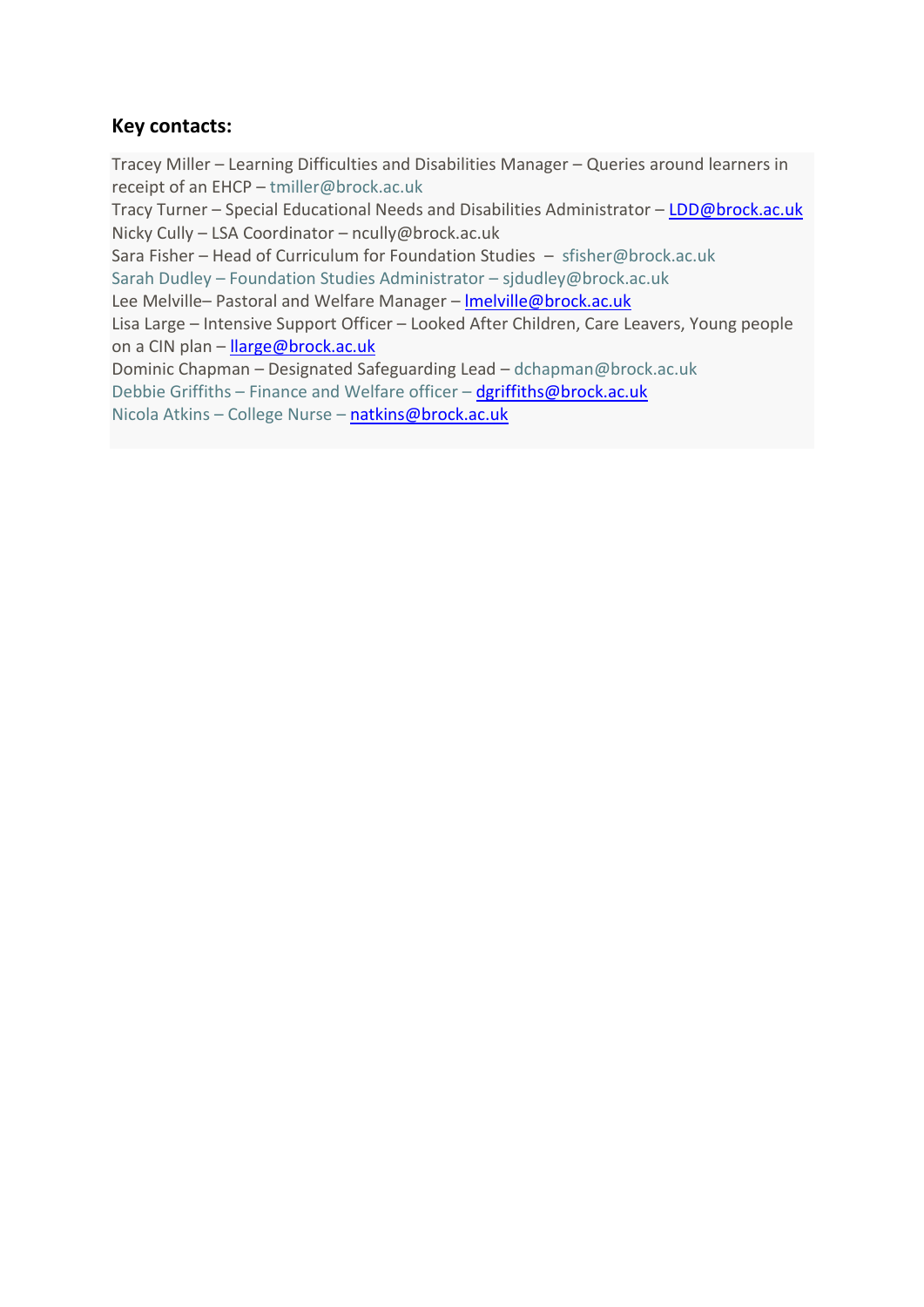## Key contacts:

Tracey Miller – Learning Difficulties and Disabilities Manager – Queries around learners in receipt of an EHCP – tmiller@brock.ac.uk
Tracy Turner – Special Educational Needs and Disabilities Administrator – LDD@brock.ac.uk
Nicky Cully – LSA Coordinator – ncully@brock.ac.uk
Sara Fisher – Head of Curriculum for Foundation Studies – sfisher@brock.ac.uk
Sarah Dudley – Foundation Studies Administrator – sjdudley@brock.ac.uk
Lee Melville– Pastoral and Welfare Manager – lmelville@brock.ac.uk
Lisa Large – Intensive Support Officer – Looked After Children, Care Leavers, Young people on a CIN plan – llarge@brock.ac.uk
Dominic Chapman – Designated Safeguarding Lead – dchapman@brock.ac.uk
Debbie Griffiths – Finance and Welfare officer – dgriffiths@brock.ac.uk
Nicola Atkins – College Nurse – natkins@brock.ac.uk